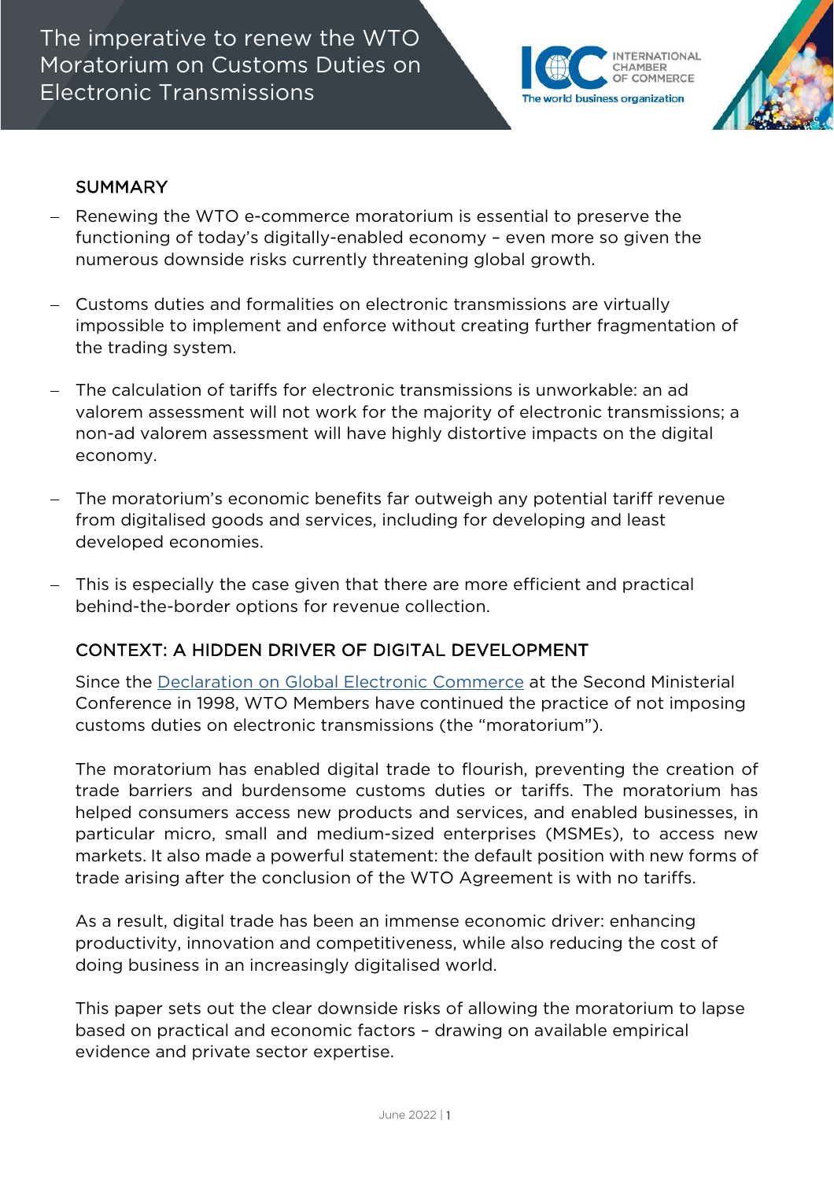# The imperative to renew the WTO Moratorium on Customs Duties on Electronic Transmissions

## SUMMARY

- Renewing the WTO e-commerce moratorium is essential to preserve the functioning of today's digitally-enabled economy – even more so given the numerous downside risks currently threatening global growth.
- Customs duties and formalities on electronic transmissions are virtually impossible to implement and enforce without creating further fragmentation of the trading system.
- The calculation of tariffs for electronic transmissions is unworkable: an ad valorem assessment will not work for the majority of electronic transmissions; a non-ad valorem assessment will have highly distortive impacts on the digital economy.
- The moratorium's economic benefits far outweigh any potential tariff revenue from digitalised goods and services, including for developing and least developed economies.
- This is especially the case given that there are more efficient and practical behind-the-border options for revenue collection.

## CONTEXT: A HIDDEN DRIVER OF DIGITAL DEVELOPMENT

Since the [Declaration on Global Electronic Commerce]() at the Second Ministerial Conference in 1998, WTO Members have continued the practice of not imposing customs duties on electronic transmissions (the "moratorium").

The moratorium has enabled digital trade to flourish, preventing the creation of trade barriers and burdensome customs duties or tariffs. The moratorium has helped consumers access new products and services, and enabled businesses, in particular micro, small and medium-sized enterprises (MSMEs), to access new markets. It also made a powerful statement: the default position with new forms of trade arising after the conclusion of the WTO Agreement is with no tariffs.

As a result, digital trade has been an immense economic driver: enhancing productivity, innovation and competitiveness, while also reducing the cost of doing business in an increasingly digitalised world.

This paper sets out the clear downside risks of allowing the moratorium to lapse based on practical and economic factors – drawing on available empirical evidence and private sector expertise.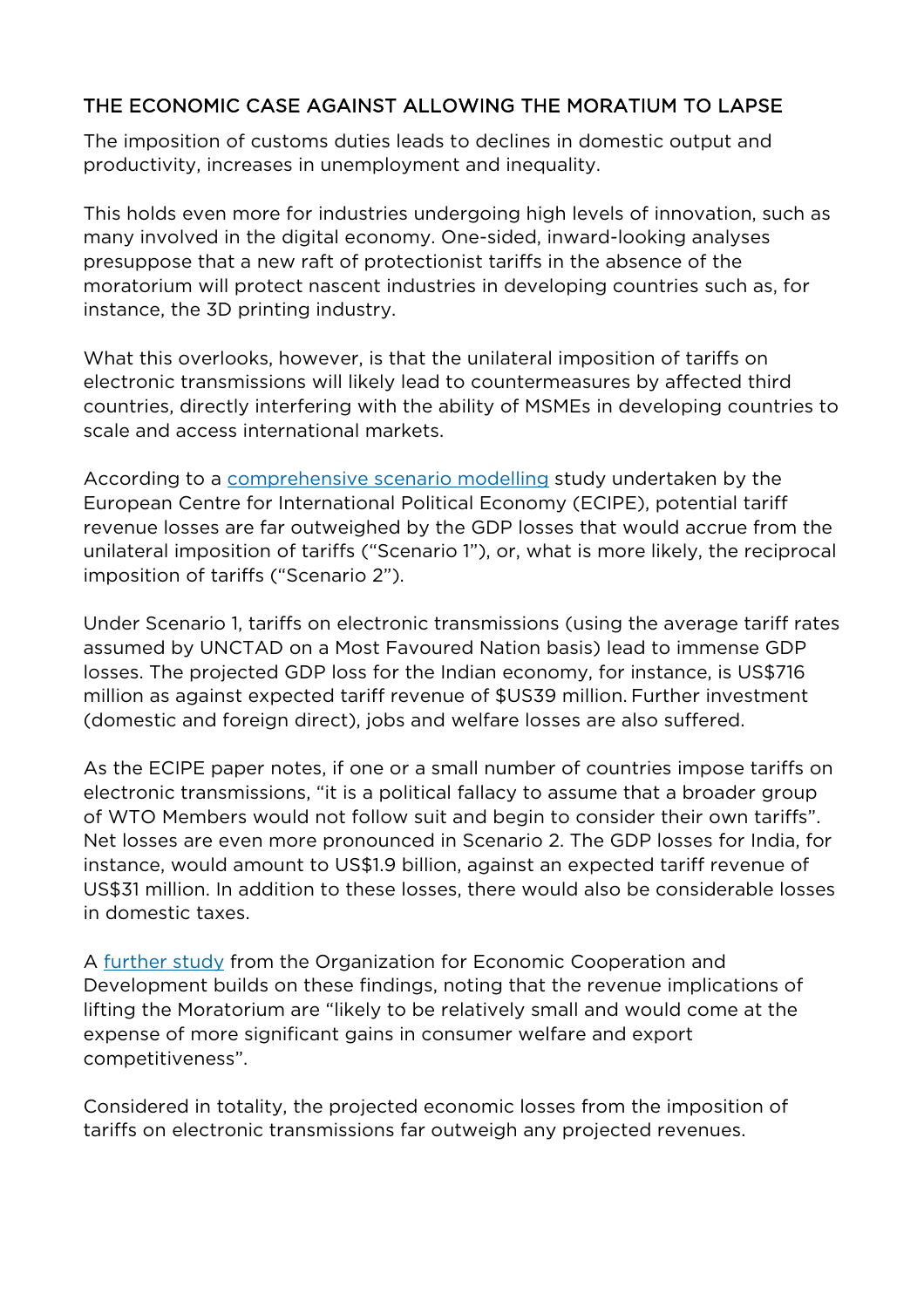## THE ECONOMIC CASE AGAINST ALLOWING THE MORATIUM TO LAPSE

The imposition of customs duties leads to declines in domestic output and productivity, increases in unemployment and inequality.

This holds even more for industries undergoing high levels of innovation, such as many involved in the digital economy. One-sided, inward-looking analyses presuppose that a new raft of protectionist tariffs in the absence of the moratorium will protect nascent industries in developing countries such as, for instance, the 3D printing industry.

What this overlooks, however, is that the unilateral imposition of tariffs on electronic transmissions will likely lead to countermeasures by affected third countries, directly interfering with the ability of MSMEs in developing countries to scale and access international markets.

According to a comprehensive scenario modelling study undertaken by the European Centre for International Political Economy (ECIPE), potential tariff revenue losses are far outweighed by the GDP losses that would accrue from the unilateral imposition of tariffs ("Scenario 1"), or, what is more likely, the reciprocal imposition of tariffs ("Scenario 2").

Under Scenario 1, tariffs on electronic transmissions (using the average tariff rates assumed by UNCTAD on a Most Favoured Nation basis) lead to immense GDP losses. The projected GDP loss for the Indian economy, for instance, is US$716 million as against expected tariff revenue of $US39 million. Further investment (domestic and foreign direct), jobs and welfare losses are also suffered.

As the ECIPE paper notes, if one or a small number of countries impose tariffs on electronic transmissions, "it is a political fallacy to assume that a broader group of WTO Members would not follow suit and begin to consider their own tariffs". Net losses are even more pronounced in Scenario 2. The GDP losses for India, for instance, would amount to US$1.9 billion, against an expected tariff revenue of US$31 million. In addition to these losses, there would also be considerable losses in domestic taxes.

A further study from the Organization for Economic Cooperation and Development builds on these findings, noting that the revenue implications of lifting the Moratorium are "likely to be relatively small and would come at the expense of more significant gains in consumer welfare and export competitiveness".

Considered in totality, the projected economic losses from the imposition of tariffs on electronic transmissions far outweigh any projected revenues.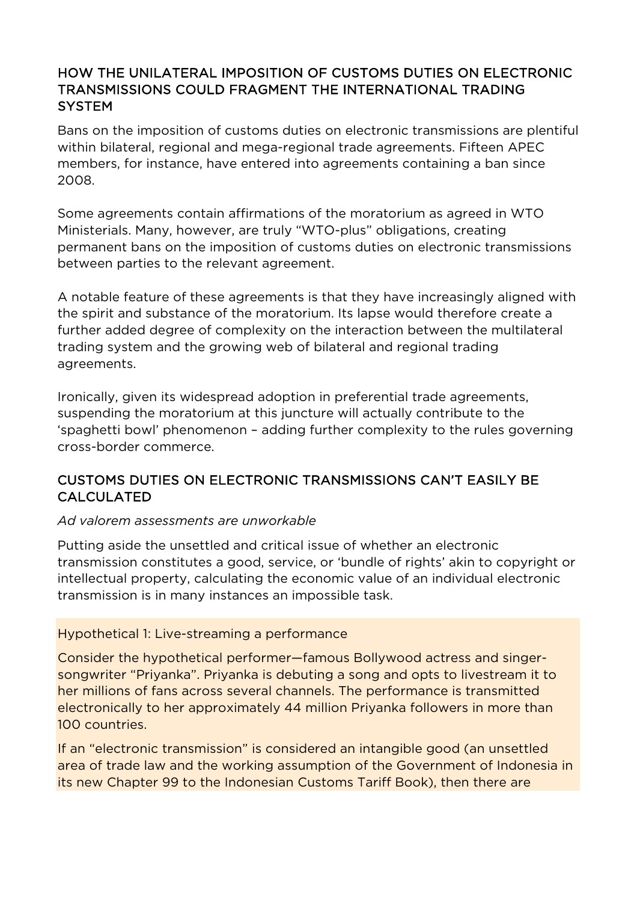## HOW THE UNILATERAL IMPOSITION OF CUSTOMS DUTIES ON ELECTRONIC TRANSMISSIONS COULD FRAGMENT THE INTERNATIONAL TRADING SYSTEM

Bans on the imposition of customs duties on electronic transmissions are plentiful within bilateral, regional and mega-regional trade agreements. Fifteen APEC members, for instance, have entered into agreements containing a ban since 2008.

Some agreements contain affirmations of the moratorium as agreed in WTO Ministerials. Many, however, are truly "WTO-plus" obligations, creating permanent bans on the imposition of customs duties on electronic transmissions between parties to the relevant agreement.

A notable feature of these agreements is that they have increasingly aligned with the spirit and substance of the moratorium. Its lapse would therefore create a further added degree of complexity on the interaction between the multilateral trading system and the growing web of bilateral and regional trading agreements.

Ironically, given its widespread adoption in preferential trade agreements, suspending the moratorium at this juncture will actually contribute to the 'spaghetti bowl' phenomenon – adding further complexity to the rules governing cross-border commerce.

## CUSTOMS DUTIES ON ELECTRONIC TRANSMISSIONS CAN'T EASILY BE CALCULATED

*Ad valorem assessments are unworkable*

Putting aside the unsettled and critical issue of whether an electronic transmission constitutes a good, service, or 'bundle of rights' akin to copyright or intellectual property, calculating the economic value of an individual electronic transmission is in many instances an impossible task.

Hypothetical 1: Live-streaming a performance

Consider the hypothetical performer—famous Bollywood actress and singer-songwriter "Priyanka". Priyanka is debuting a song and opts to livestream it to her millions of fans across several channels. The performance is transmitted electronically to her approximately 44 million Priyanka followers in more than 100 countries.

If an "electronic transmission" is considered an intangible good (an unsettled area of trade law and the working assumption of the Government of Indonesia in its new Chapter 99 to the Indonesian Customs Tariff Book), then there are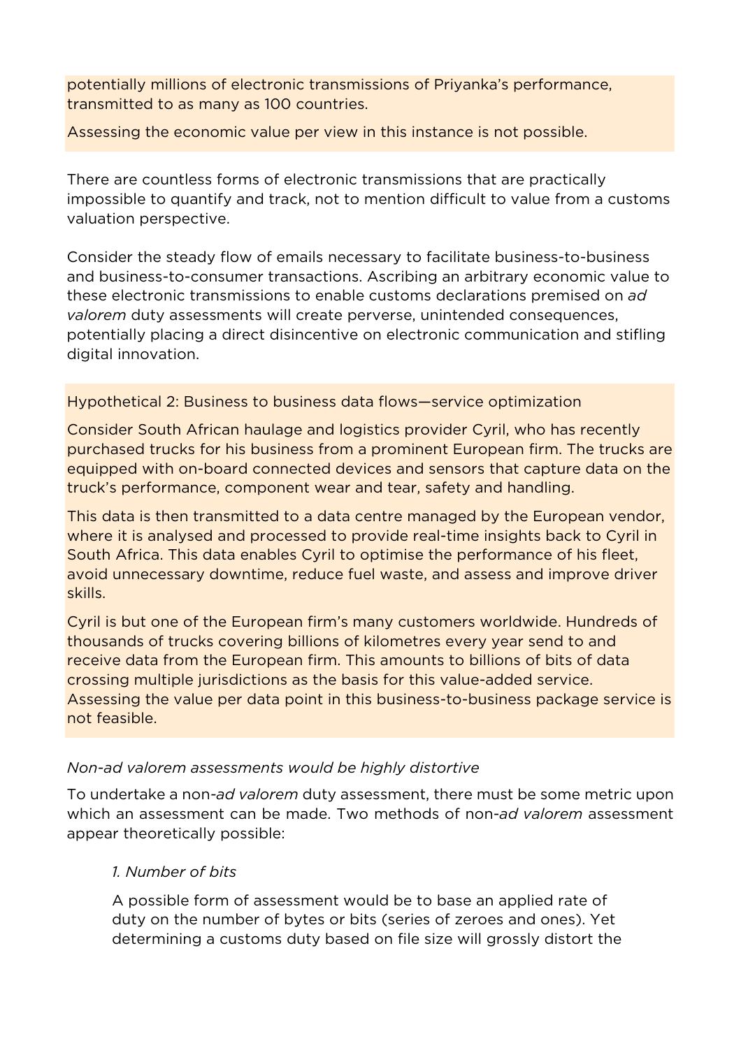potentially millions of electronic transmissions of Priyanka's performance, transmitted to as many as 100 countries.

Assessing the economic value per view in this instance is not possible.

There are countless forms of electronic transmissions that are practically impossible to quantify and track, not to mention difficult to value from a customs valuation perspective.

Consider the steady flow of emails necessary to facilitate business-to-business and business-to-consumer transactions. Ascribing an arbitrary economic value to these electronic transmissions to enable customs declarations premised on *ad valorem* duty assessments will create perverse, unintended consequences, potentially placing a direct disincentive on electronic communication and stifling digital innovation.

Hypothetical 2: Business to business data flows—service optimization

Consider South African haulage and logistics provider Cyril, who has recently purchased trucks for his business from a prominent European firm. The trucks are equipped with on-board connected devices and sensors that capture data on the truck's performance, component wear and tear, safety and handling.

This data is then transmitted to a data centre managed by the European vendor, where it is analysed and processed to provide real-time insights back to Cyril in South Africa. This data enables Cyril to optimise the performance of his fleet, avoid unnecessary downtime, reduce fuel waste, and assess and improve driver skills.

Cyril is but one of the European firm's many customers worldwide. Hundreds of thousands of trucks covering billions of kilometres every year send to and receive data from the European firm. This amounts to billions of bits of data crossing multiple jurisdictions as the basis for this value-added service. Assessing the value per data point in this business-to-business package service is not feasible.

*Non-ad valorem assessments would be highly distortive*

To undertake a non-*ad valorem* duty assessment, there must be some metric upon which an assessment can be made. Two methods of non-*ad valorem* assessment appear theoretically possible:

*1. Number of bits*

A possible form of assessment would be to base an applied rate of duty on the number of bytes or bits (series of zeroes and ones). Yet determining a customs duty based on file size will grossly distort the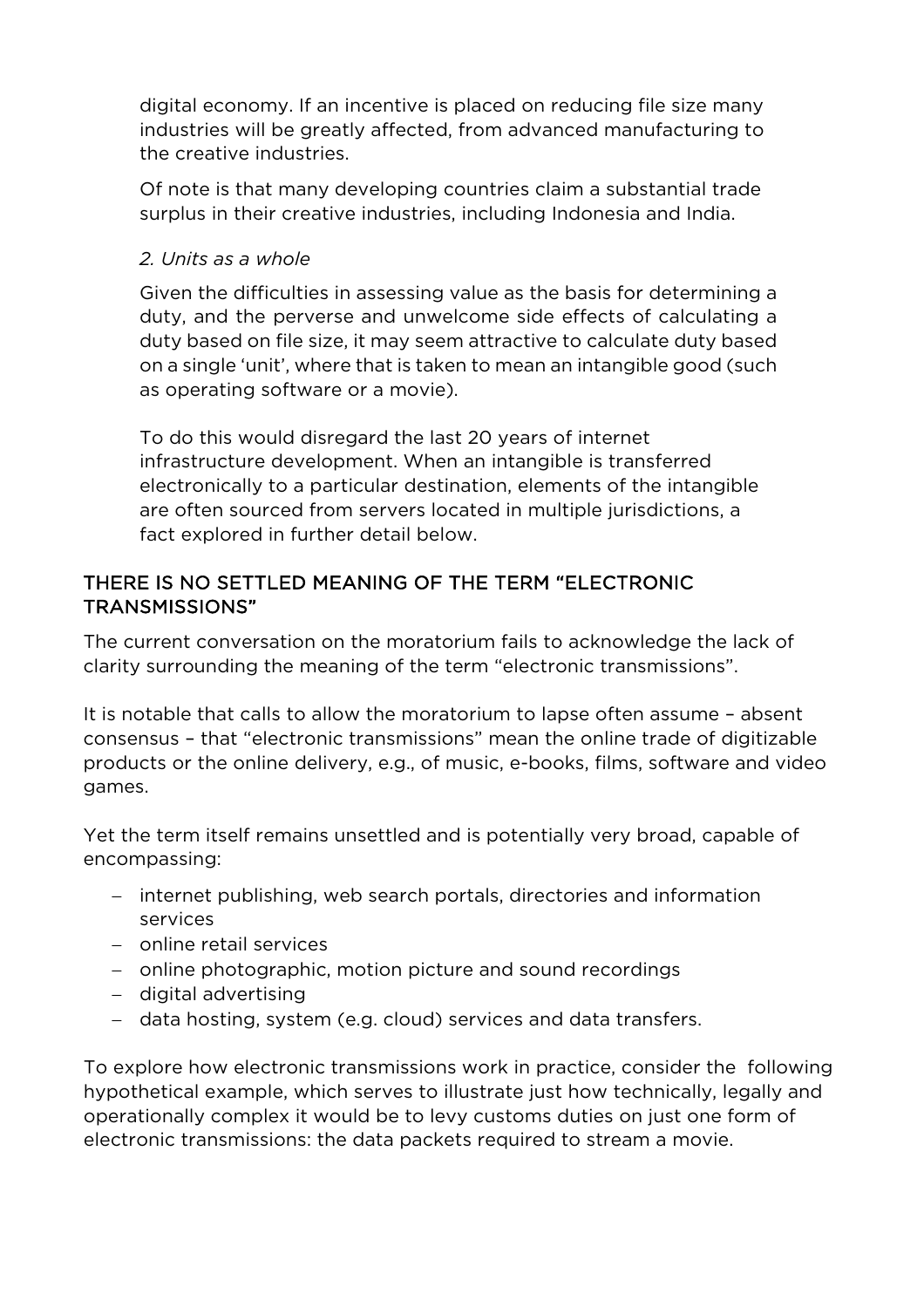digital economy. If an incentive is placed on reducing file size many industries will be greatly affected, from advanced manufacturing to the creative industries.

Of note is that many developing countries claim a substantial trade surplus in their creative industries, including Indonesia and India.

*2. Units as a whole*

Given the difficulties in assessing value as the basis for determining a duty, and the perverse and unwelcome side effects of calculating a duty based on file size, it may seem attractive to calculate duty based on a single 'unit', where that is taken to mean an intangible good (such as operating software or a movie).

To do this would disregard the last 20 years of internet infrastructure development. When an intangible is transferred electronically to a particular destination, elements of the intangible are often sourced from servers located in multiple jurisdictions, a fact explored in further detail below.

## THERE IS NO SETTLED MEANING OF THE TERM "ELECTRONIC TRANSMISSIONS"

The current conversation on the moratorium fails to acknowledge the lack of clarity surrounding the meaning of the term "electronic transmissions".

It is notable that calls to allow the moratorium to lapse often assume – absent consensus – that "electronic transmissions" mean the online trade of digitizable products or the online delivery, e.g., of music, e-books, films, software and video games.

Yet the term itself remains unsettled and is potentially very broad, capable of encompassing:

- internet publishing, web search portals, directories and information services
- online retail services
- online photographic, motion picture and sound recordings
- digital advertising
- data hosting, system (e.g. cloud) services and data transfers.

To explore how electronic transmissions work in practice, consider the following hypothetical example, which serves to illustrate just how technically, legally and operationally complex it would be to levy customs duties on just one form of electronic transmissions: the data packets required to stream a movie.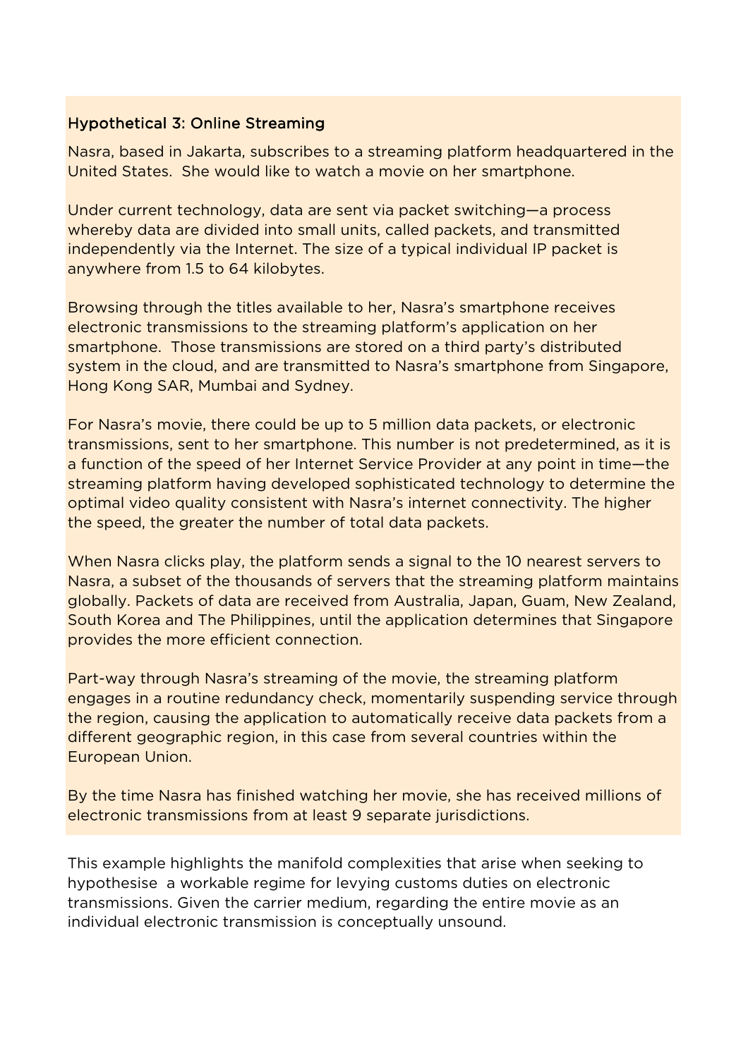### Hypothetical 3: Online Streaming

Nasra, based in Jakarta, subscribes to a streaming platform headquartered in the United States. She would like to watch a movie on her smartphone.

Under current technology, data are sent via packet switching—a process whereby data are divided into small units, called packets, and transmitted independently via the Internet. The size of a typical individual IP packet is anywhere from 1.5 to 64 kilobytes.

Browsing through the titles available to her, Nasra's smartphone receives electronic transmissions to the streaming platform's application on her smartphone. Those transmissions are stored on a third party's distributed system in the cloud, and are transmitted to Nasra's smartphone from Singapore, Hong Kong SAR, Mumbai and Sydney.

For Nasra's movie, there could be up to 5 million data packets, or electronic transmissions, sent to her smartphone. This number is not predetermined, as it is a function of the speed of her Internet Service Provider at any point in time—the streaming platform having developed sophisticated technology to determine the optimal video quality consistent with Nasra's internet connectivity. The higher the speed, the greater the number of total data packets.

When Nasra clicks play, the platform sends a signal to the 10 nearest servers to Nasra, a subset of the thousands of servers that the streaming platform maintains globally. Packets of data are received from Australia, Japan, Guam, New Zealand, South Korea and The Philippines, until the application determines that Singapore provides the more efficient connection.

Part-way through Nasra's streaming of the movie, the streaming platform engages in a routine redundancy check, momentarily suspending service through the region, causing the application to automatically receive data packets from a different geographic region, in this case from several countries within the European Union.

By the time Nasra has finished watching her movie, she has received millions of electronic transmissions from at least 9 separate jurisdictions.

This example highlights the manifold complexities that arise when seeking to hypothesise a workable regime for levying customs duties on electronic transmissions. Given the carrier medium, regarding the entire movie as an individual electronic transmission is conceptually unsound.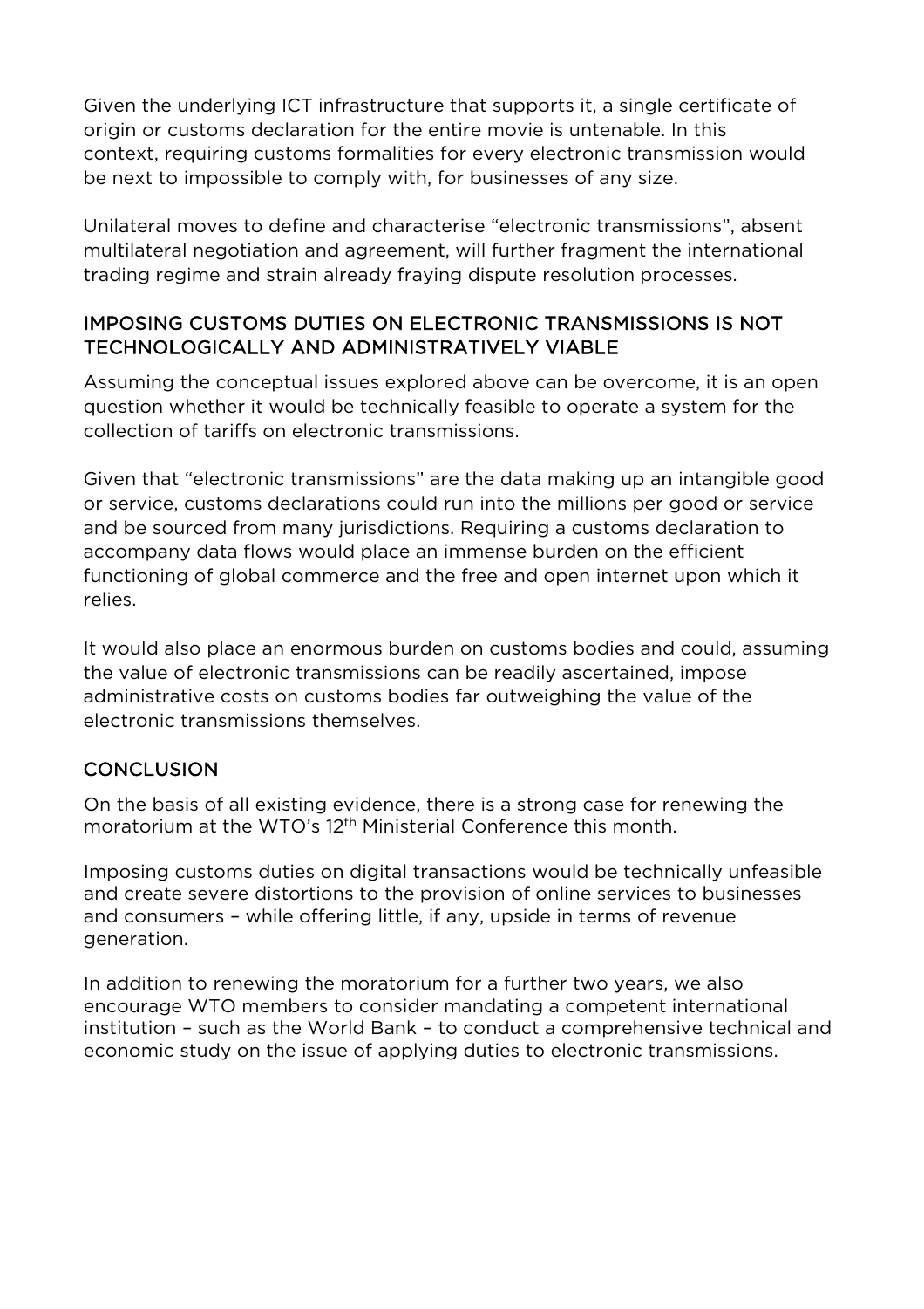Given the underlying ICT infrastructure that supports it, a single certificate of origin or customs declaration for the entire movie is untenable. In this context, requiring customs formalities for every electronic transmission would be next to impossible to comply with, for businesses of any size.

Unilateral moves to define and characterise "electronic transmissions", absent multilateral negotiation and agreement, will further fragment the international trading regime and strain already fraying dispute resolution processes.

## IMPOSING CUSTOMS DUTIES ON ELECTRONIC TRANSMISSIONS IS NOT TECHNOLOGICALLY AND ADMINISTRATIVELY VIABLE

Assuming the conceptual issues explored above can be overcome, it is an open question whether it would be technically feasible to operate a system for the collection of tariffs on electronic transmissions.

Given that "electronic transmissions" are the data making up an intangible good or service, customs declarations could run into the millions per good or service and be sourced from many jurisdictions. Requiring a customs declaration to accompany data flows would place an immense burden on the efficient functioning of global commerce and the free and open internet upon which it relies.

It would also place an enormous burden on customs bodies and could, assuming the value of electronic transmissions can be readily ascertained, impose administrative costs on customs bodies far outweighing the value of the electronic transmissions themselves.

## CONCLUSION

On the basis of all existing evidence, there is a strong case for renewing the moratorium at the WTO's 12th Ministerial Conference this month.

Imposing customs duties on digital transactions would be technically unfeasible and create severe distortions to the provision of online services to businesses and consumers – while offering little, if any, upside in terms of revenue generation.

In addition to renewing the moratorium for a further two years, we also encourage WTO members to consider mandating a competent international institution – such as the World Bank – to conduct a comprehensive technical and economic study on the issue of applying duties to electronic transmissions.